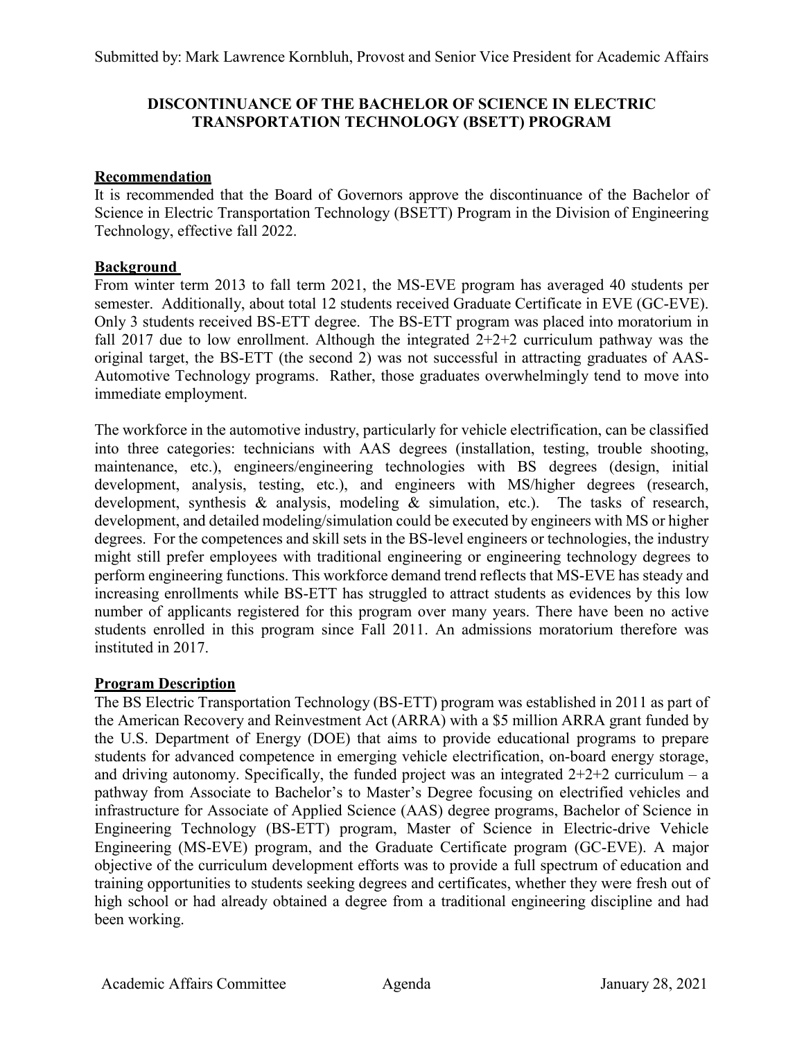Submitted by: Mark Lawrence Kornbluh, Provost and Senior Vice President for Academic Affairs

# DISCONTINUANCE OF THE BACHELOR OF SCIENCE IN ELECTRIC TRANSPORTATION TECHNOLOGY (BSETT) PROGRAM

## Recommendation

It is recommended that the Board of Governors approve the discontinuance of the Bachelor of Science in Electric Transportation Technology (BSETT) Program in the Division of Engineering Technology, effective fall 2022.

## Background

From winter term 2013 to fall term 2021, the MS-EVE program has averaged 40 students per semester. Additionally, about total 12 students received Graduate Certificate in EVE (GC-EVE). Only 3 students received BS-ETT degree. The BS-ETT program was placed into moratorium in fall 2017 due to low enrollment. Although the integrated 2+2+2 curriculum pathway was the original target, the BS-ETT (the second 2) was not successful in attracting graduates of AAS-Automotive Technology programs. Rather, those graduates overwhelmingly tend to move into immediate employment.

The workforce in the automotive industry, particularly for vehicle electrification, can be classified into three categories: technicians with AAS degrees (installation, testing, trouble shooting, maintenance, etc.), engineers/engineering technologies with BS degrees (design, initial development, analysis, testing, etc.), and engineers with MS/higher degrees (research, development, synthesis & analysis, modeling & simulation, etc.). The tasks of research, development, and detailed modeling/simulation could be executed by engineers with MS or higher degrees. For the competences and skill sets in the BS-level engineers or technologies, the industry might still prefer employees with traditional engineering or engineering technology degrees to perform engineering functions. This workforce demand trend reflects that MS-EVE has steady and increasing enrollments while BS-ETT has struggled to attract students as evidences by this low number of applicants registered for this program over many years. There have been no active students enrolled in this program since Fall 2011. An admissions moratorium therefore was instituted in 2017.

## Program Description

The BS Electric Transportation Technology (BS-ETT) program was established in 2011 as part of the American Recovery and Reinvestment Act (ARRA) with a $5 million ARRA grant funded by the U.S. Department of Energy (DOE) that aims to provide educational programs to prepare students for advanced competence in emerging vehicle electrification, on-board energy storage, and driving autonomy. Specifically, the funded project was an integrated 2+2+2 curriculum – a pathway from Associate to Bachelor's to Master's Degree focusing on electrified vehicles and infrastructure for Associate of Applied Science (AAS) degree programs, Bachelor of Science in Engineering Technology (BS-ETT) program, Master of Science in Electric-drive Vehicle Engineering (MS-EVE) program, and the Graduate Certificate program (GC-EVE). A major objective of the curriculum development efforts was to provide a full spectrum of education and training opportunities to students seeking degrees and certificates, whether they were fresh out of high school or had already obtained a degree from a traditional engineering discipline and had been working.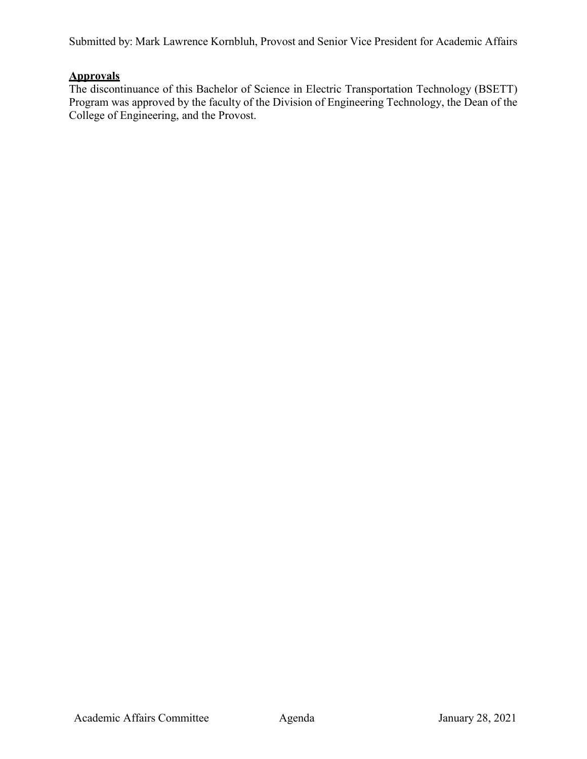Submitted by: Mark Lawrence Kornbluh, Provost and Senior Vice President for Academic Affairs

**Approvals**

The discontinuance of this Bachelor of Science in Electric Transportation Technology (BSETT) Program was approved by the faculty of the Division of Engineering Technology, the Dean of the College of Engineering, and the Provost.